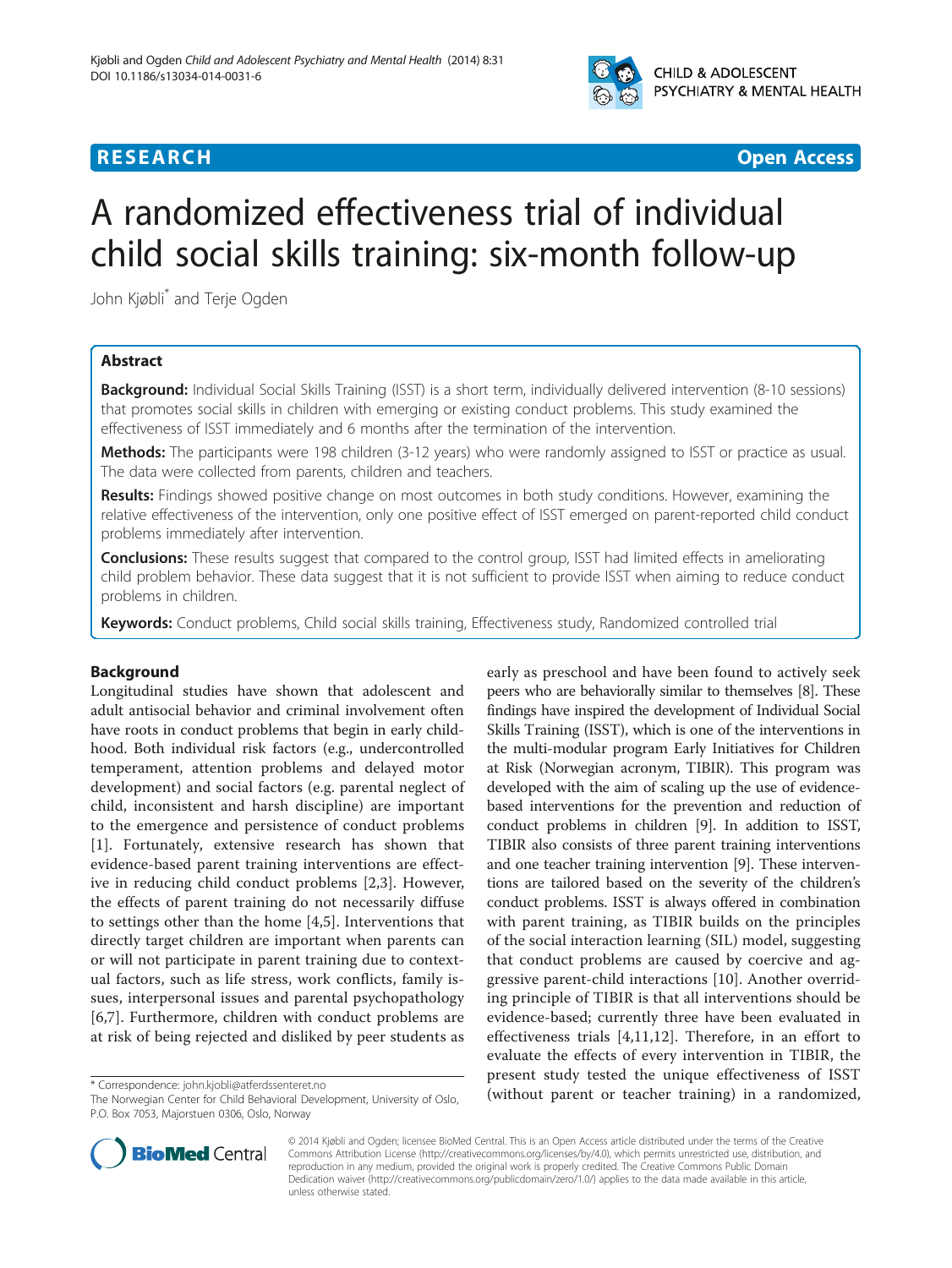**RESEARCH** **Open Access**

# A randomized effectiveness trial of individual child social skills training: six-month follow-up

John Kjøbli* and Terje Ogden

## Abstract

**Background:** Individual Social Skills Training (ISST) is a short term, individually delivered intervention (8-10 sessions) that promotes social skills in children with emerging or existing conduct problems. This study examined the effectiveness of ISST immediately and 6 months after the termination of the intervention.

**Methods:** The participants were 198 children (3-12 years) who were randomly assigned to ISST or practice as usual. The data were collected from parents, children and teachers.

**Results:** Findings showed positive change on most outcomes in both study conditions. However, examining the relative effectiveness of the intervention, only one positive effect of ISST emerged on parent-reported child conduct problems immediately after intervention.

**Conclusions:** These results suggest that compared to the control group, ISST had limited effects in ameliorating child problem behavior. These data suggest that it is not sufficient to provide ISST when aiming to reduce conduct problems in children.

**Keywords:** Conduct problems, Child social skills training, Effectiveness study, Randomized controlled trial

## Background

Longitudinal studies have shown that adolescent and adult antisocial behavior and criminal involvement often have roots in conduct problems that begin in early childhood. Both individual risk factors (e.g., undercontrolled temperament, attention problems and delayed motor development) and social factors (e.g. parental neglect of child, inconsistent and harsh discipline) are important to the emergence and persistence of conduct problems [1]. Fortunately, extensive research has shown that evidence-based parent training interventions are effective in reducing child conduct problems [2,3]. However, the effects of parent training do not necessarily diffuse to settings other than the home [4,5]. Interventions that directly target children are important when parents can or will not participate in parent training due to contextual factors, such as life stress, work conflicts, family issues, interpersonal issues and parental psychopathology [6,7]. Furthermore, children with conduct problems are at risk of being rejected and disliked by peer students as early as preschool and have been found to actively seek peers who are behaviorally similar to themselves [8]. These findings have inspired the development of Individual Social Skills Training (ISST), which is one of the interventions in the multi-modular program Early Initiatives for Children at Risk (Norwegian acronym, TIBIR). This program was developed with the aim of scaling up the use of evidence-based interventions for the prevention and reduction of conduct problems in children [9]. In addition to ISST, TIBIR also consists of three parent training interventions and one teacher training intervention [9]. These interventions are tailored based on the severity of the children's conduct problems. ISST is always offered in combination with parent training, as TIBIR builds on the principles of the social interaction learning (SIL) model, suggesting that conduct problems are caused by coercive and aggressive parent-child interactions [10]. Another overriding principle of TIBIR is that all interventions should be evidence-based; currently three have been evaluated in effectiveness trials [4,11,12]. Therefore, in an effort to evaluate the effects of every intervention in TIBIR, the present study tested the unique effectiveness of ISST (without parent or teacher training) in a randomized,

\* Correspondence: john.kjobli@atferdssenteret.no
The Norwegian Center for Child Behavioral Development, University of Oslo, P.O. Box 7053, Majorstuen 0306, Oslo, Norway

© 2014 Kjøbli and Ogden; licensee BioMed Central. This is an Open Access article distributed under the terms of the Creative Commons Attribution License (http://creativecommons.org/licenses/by/4.0), which permits unrestricted use, distribution, and reproduction in any medium, provided the original work is properly credited. The Creative Commons Public Domain Dedication waiver (http://creativecommons.org/publicdomain/zero/1.0/) applies to the data made available in this article, unless otherwise stated.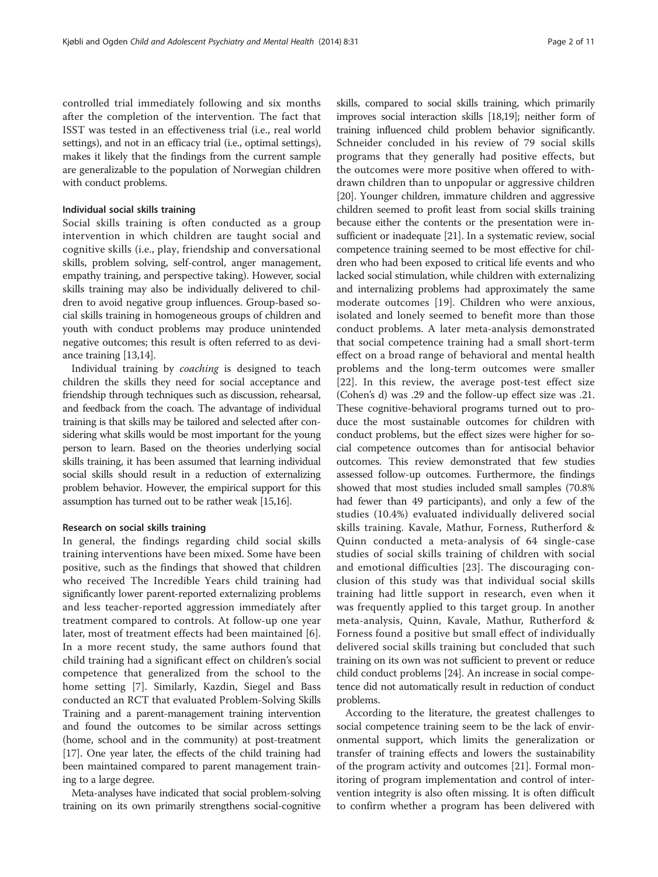controlled trial immediately following and six months after the completion of the intervention. The fact that ISST was tested in an effectiveness trial (i.e., real world settings), and not in an efficacy trial (i.e., optimal settings), makes it likely that the findings from the current sample are generalizable to the population of Norwegian children with conduct problems.

### Individual social skills training

Social skills training is often conducted as a group intervention in which children are taught social and cognitive skills (i.e., play, friendship and conversational skills, problem solving, self-control, anger management, empathy training, and perspective taking). However, social skills training may also be individually delivered to children to avoid negative group influences. Group-based social skills training in homogeneous groups of children and youth with conduct problems may produce unintended negative outcomes; this result is often referred to as deviance training [13,14].

Individual training by *coaching* is designed to teach children the skills they need for social acceptance and friendship through techniques such as discussion, rehearsal, and feedback from the coach. The advantage of individual training is that skills may be tailored and selected after considering what skills would be most important for the young person to learn. Based on the theories underlying social skills training, it has been assumed that learning individual social skills should result in a reduction of externalizing problem behavior. However, the empirical support for this assumption has turned out to be rather weak [15,16].

### Research on social skills training

In general, the findings regarding child social skills training interventions have been mixed. Some have been positive, such as the findings that showed that children who received The Incredible Years child training had significantly lower parent-reported externalizing problems and less teacher-reported aggression immediately after treatment compared to controls. At follow-up one year later, most of treatment effects had been maintained [6]. In a more recent study, the same authors found that child training had a significant effect on children's social competence that generalized from the school to the home setting [7]. Similarly, Kazdin, Siegel and Bass conducted an RCT that evaluated Problem-Solving Skills Training and a parent-management training intervention and found the outcomes to be similar across settings (home, school and in the community) at post-treatment [17]. One year later, the effects of the child training had been maintained compared to parent management training to a large degree.

Meta-analyses have indicated that social problem-solving training on its own primarily strengthens social-cognitive skills, compared to social skills training, which primarily improves social interaction skills [18,19]; neither form of training influenced child problem behavior significantly. Schneider concluded in his review of 79 social skills programs that they generally had positive effects, but the outcomes were more positive when offered to withdrawn children than to unpopular or aggressive children [20]. Younger children, immature children and aggressive children seemed to profit least from social skills training because either the contents or the presentation were insufficient or inadequate [21]. In a systematic review, social competence training seemed to be most effective for children who had been exposed to critical life events and who lacked social stimulation, while children with externalizing and internalizing problems had approximately the same moderate outcomes [19]. Children who were anxious, isolated and lonely seemed to benefit more than those conduct problems. A later meta-analysis demonstrated that social competence training had a small short-term effect on a broad range of behavioral and mental health problems and the long-term outcomes were smaller [22]. In this review, the average post-test effect size (Cohen's d) was .29 and the follow-up effect size was .21. These cognitive-behavioral programs turned out to produce the most sustainable outcomes for children with conduct problems, but the effect sizes were higher for social competence outcomes than for antisocial behavior outcomes. This review demonstrated that few studies assessed follow-up outcomes. Furthermore, the findings showed that most studies included small samples (70.8% had fewer than 49 participants), and only a few of the studies (10.4%) evaluated individually delivered social skills training. Kavale, Mathur, Forness, Rutherford & Quinn conducted a meta-analysis of 64 single-case studies of social skills training of children with social and emotional difficulties [23]. The discouraging conclusion of this study was that individual social skills training had little support in research, even when it was frequently applied to this target group. In another meta-analysis, Quinn, Kavale, Mathur, Rutherford & Forness found a positive but small effect of individually delivered social skills training but concluded that such training on its own was not sufficient to prevent or reduce child conduct problems [24]. An increase in social competence did not automatically result in reduction of conduct problems.

According to the literature, the greatest challenges to social competence training seem to be the lack of environmental support, which limits the generalization or transfer of training effects and lowers the sustainability of the program activity and outcomes [21]. Formal monitoring of program implementation and control of intervention integrity is also often missing. It is often difficult to confirm whether a program has been delivered with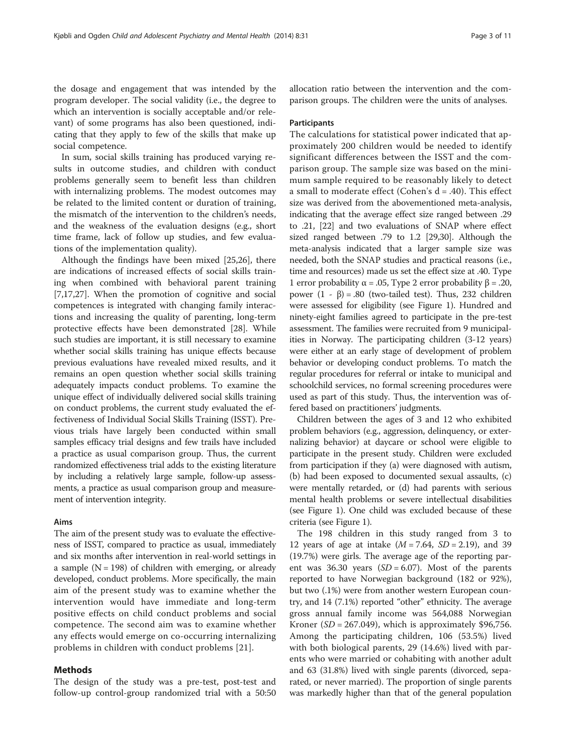the dosage and engagement that was intended by the program developer. The social validity (i.e., the degree to which an intervention is socially acceptable and/or relevant) of some programs has also been questioned, indicating that they apply to few of the skills that make up social competence.

In sum, social skills training has produced varying results in outcome studies, and children with conduct problems generally seem to benefit less than children with internalizing problems. The modest outcomes may be related to the limited content or duration of training, the mismatch of the intervention to the children's needs, and the weakness of the evaluation designs (e.g., short time frame, lack of follow up studies, and few evaluations of the implementation quality).

Although the findings have been mixed [25,26], there are indications of increased effects of social skills training when combined with behavioral parent training [7,17,27]. When the promotion of cognitive and social competences is integrated with changing family interactions and increasing the quality of parenting, long-term protective effects have been demonstrated [28]. While such studies are important, it is still necessary to examine whether social skills training has unique effects because previous evaluations have revealed mixed results, and it remains an open question whether social skills training adequately impacts conduct problems. To examine the unique effect of individually delivered social skills training on conduct problems, the current study evaluated the effectiveness of Individual Social Skills Training (ISST). Previous trials have largely been conducted within small samples efficacy trial designs and few trails have included a practice as usual comparison group. Thus, the current randomized effectiveness trial adds to the existing literature by including a relatively large sample, follow-up assessments, a practice as usual comparison group and measurement of intervention integrity.

### Aims

The aim of the present study was to evaluate the effectiveness of ISST, compared to practice as usual, immediately and six months after intervention in real-world settings in a sample (N = 198) of children with emerging, or already developed, conduct problems. More specifically, the main aim of the present study was to examine whether the intervention would have immediate and long-term positive effects on child conduct problems and social competence. The second aim was to examine whether any effects would emerge on co-occurring internalizing problems in children with conduct problems [21].

## Methods

The design of the study was a pre-test, post-test and follow-up control-group randomized trial with a 50:50 allocation ratio between the intervention and the comparison groups. The children were the units of analyses.

### Participants

The calculations for statistical power indicated that approximately 200 children would be needed to identify significant differences between the ISST and the comparison group. The sample size was based on the minimum sample required to be reasonably likely to detect a small to moderate effect (Cohen's d = .40). This effect size was derived from the abovementioned meta-analysis, indicating that the average effect size ranged between .29 to .21, [22] and two evaluations of SNAP where effect sized ranged between .79 to 1.2 [29,30]. Although the meta-analysis indicated that a larger sample size was needed, both the SNAP studies and practical reasons (i.e., time and resources) made us set the effect size at .40. Type 1 error probability $\alpha = .05$, Type 2 error probability $\beta = .20$, power $(1 - \beta) = .80$ (two-tailed test). Thus, 232 children were assessed for eligibility (see Figure 1). Hundred and ninety-eight families agreed to participate in the pre-test assessment. The families were recruited from 9 municipalities in Norway. The participating children (3-12 years) were either at an early stage of development of problem behavior or developing conduct problems. To match the regular procedures for referral or intake to municipal and schoolchild services, no formal screening procedures were used as part of this study. Thus, the intervention was offered based on practitioners' judgments.

Children between the ages of 3 and 12 who exhibited problem behaviors (e.g., aggression, delinquency, or externalizing behavior) at daycare or school were eligible to participate in the present study. Children were excluded from participation if they (a) were diagnosed with autism, (b) had been exposed to documented sexual assaults, (c) were mentally retarded, or (d) had parents with serious mental health problems or severe intellectual disabilities (see Figure 1). One child was excluded because of these criteria (see Figure 1).

The 198 children in this study ranged from 3 to 12 years of age at intake ($M = 7.64$, $SD = 2.19$), and 39 (19.7%) were girls. The average age of the reporting parent was 36.30 years ($SD = 6.07$). Most of the parents reported to have Norwegian background (182 or 92%), but two (.1%) were from another western European country, and 14 (7.1%) reported "other" ethnicity. The average gross annual family income was 564,088 Norwegian Kroner ($SD = 267.049$), which is approximately $96,756. Among the participating children, 106 (53.5%) lived with both biological parents, 29 (14.6%) lived with parents who were married or cohabiting with another adult and 63 (31.8%) lived with single parents (divorced, separated, or never married). The proportion of single parents was markedly higher than that of the general population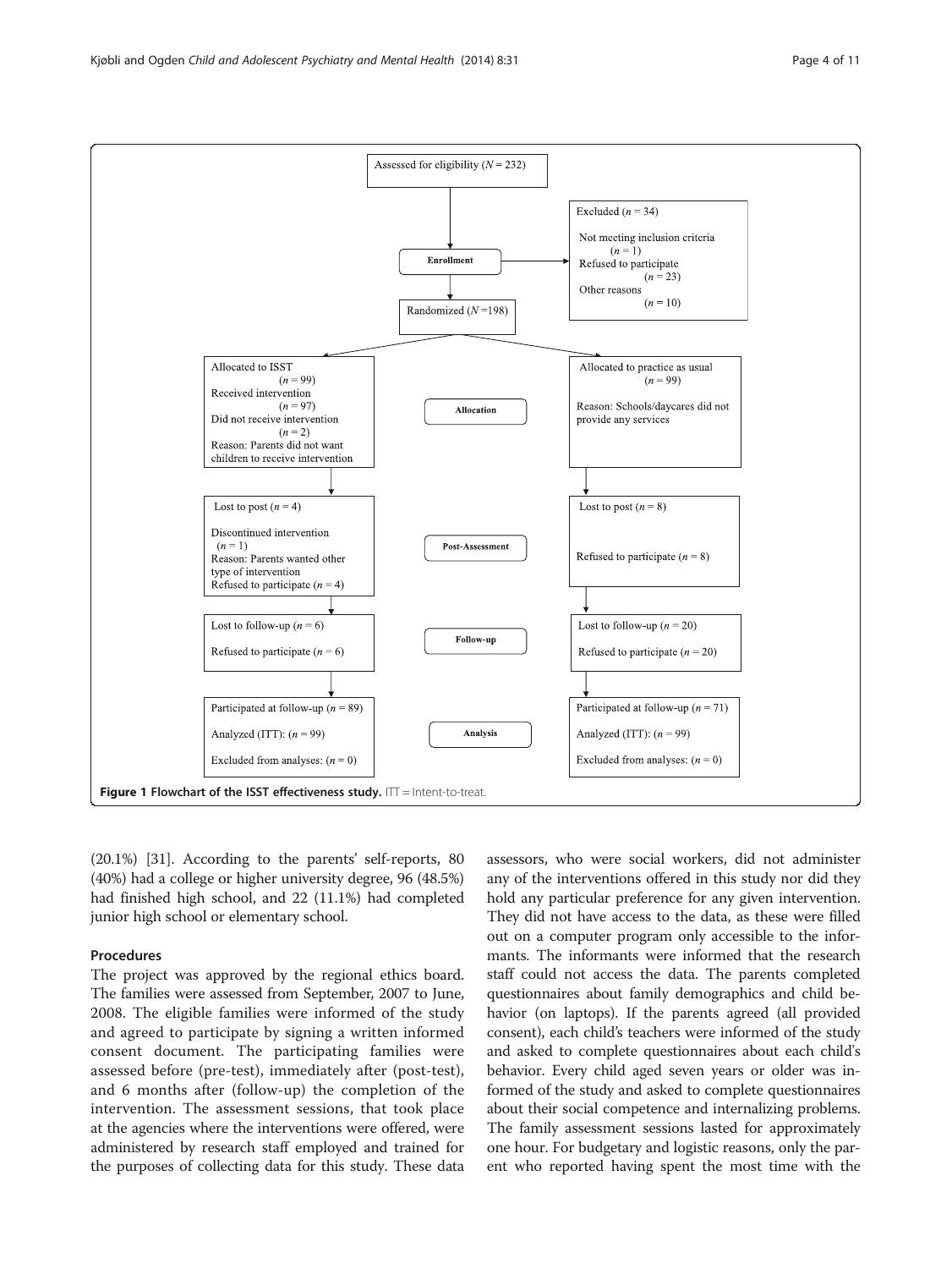Assessed for eligibility ($N = 232$)

Enrollment

Excluded ($n = 34$)

Not meeting inclusion criteria ($n = 1$)

Refused to participate ($n = 23$)

Other reasons ($n = 10$)

Randomized ($N = 198$)

Allocation

Allocated to ISST ($n = 99$)

Received intervention ($n = 97$)

Did not receive intervention ($n = 2$)

Reason: Parents did not want children to receive intervention

Allocated to practice as usual ($n = 99$)

Reason: Schools/daycares did not provide any services

Post-Assessment

Lost to post ($n = 4$)

Discontinued intervention ($n = 1$)

Reason: Parents wanted other type of intervention

Refused to participate ($n = 4$)

Lost to post ($n = 8$)

Refused to participate ($n = 8$)

Follow-up

Lost to follow-up ($n = 6$)

Refused to participate ($n = 6$)

Lost to follow-up ($n = 20$)

Refused to participate ($n = 20$)

Analysis

Participated at follow-up ($n = 89$)

Analyzed (ITT): ($n = 99$)

Excluded from analyses: ($n = 0$)

Participated at follow-up ($n = 71$)

Analyzed (ITT): ($n = 99$)

Excluded from analyses: ($n = 0$)

**Figure 1 Flowchart of the ISST effectiveness study.** ITT = Intent-to-treat.

(20.1%) [31]. According to the parents' self-reports, 80 (40%) had a college or higher university degree, 96 (48.5%) had finished high school, and 22 (11.1%) had completed junior high school or elementary school.

### Procedures

The project was approved by the regional ethics board. The families were assessed from September, 2007 to June, 2008. The eligible families were informed of the study and agreed to participate by signing a written informed consent document. The participating families were assessed before (pre-test), immediately after (post-test), and 6 months after (follow-up) the completion of the intervention. The assessment sessions, that took place at the agencies where the interventions were offered, were administered by research staff employed and trained for the purposes of collecting data for this study. These data assessors, who were social workers, did not administer any of the interventions offered in this study nor did they hold any particular preference for any given intervention. They did not have access to the data, as these were filled out on a computer program only accessible to the informants. The informants were informed that the research staff could not access the data. The parents completed questionnaires about family demographics and child behavior (on laptops). If the parents agreed (all provided consent), each child's teachers were informed of the study and asked to complete questionnaires about each child's behavior. Every child aged seven years or older was informed of the study and asked to complete questionnaires about their social competence and internalizing problems. The family assessment sessions lasted for approximately one hour. For budgetary and logistic reasons, only the parent who reported having spent the most time with the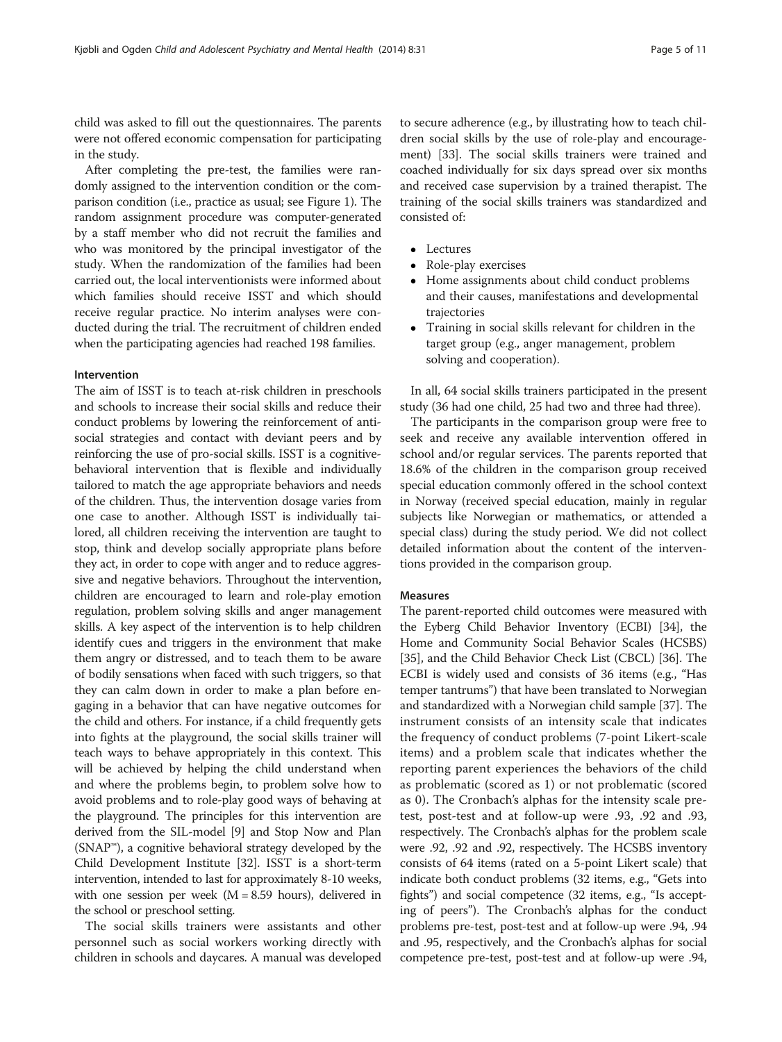child was asked to fill out the questionnaires. The parents were not offered economic compensation for participating in the study.

After completing the pre-test, the families were randomly assigned to the intervention condition or the comparison condition (i.e., practice as usual; see Figure 1). The random assignment procedure was computer-generated by a staff member who did not recruit the families and who was monitored by the principal investigator of the study. When the randomization of the families had been carried out, the local interventionists were informed about which families should receive ISST and which should receive regular practice. No interim analyses were conducted during the trial. The recruitment of children ended when the participating agencies had reached 198 families.

### Intervention

The aim of ISST is to teach at-risk children in preschools and schools to increase their social skills and reduce their conduct problems by lowering the reinforcement of antisocial strategies and contact with deviant peers and by reinforcing the use of pro-social skills. ISST is a cognitive-behavioral intervention that is flexible and individually tailored to match the age appropriate behaviors and needs of the children. Thus, the intervention dosage varies from one case to another. Although ISST is individually tailored, all children receiving the intervention are taught to stop, think and develop socially appropriate plans before they act, in order to cope with anger and to reduce aggressive and negative behaviors. Throughout the intervention, children are encouraged to learn and role-play emotion regulation, problem solving skills and anger management skills. A key aspect of the intervention is to help children identify cues and triggers in the environment that make them angry or distressed, and to teach them to be aware of bodily sensations when faced with such triggers, so that they can calm down in order to make a plan before engaging in a behavior that can have negative outcomes for the child and others. For instance, if a child frequently gets into fights at the playground, the social skills trainer will teach ways to behave appropriately in this context. This will be achieved by helping the child understand when and where the problems begin, to problem solve how to avoid problems and to role-play good ways of behaving at the playground. The principles for this intervention are derived from the SIL-model [9] and Stop Now and Plan (SNAP™), a cognitive behavioral strategy developed by the Child Development Institute [32]. ISST is a short-term intervention, intended to last for approximately 8-10 weeks, with one session per week (M = 8.59 hours), delivered in the school or preschool setting.

The social skills trainers were assistants and other personnel such as social workers working directly with children in schools and daycares. A manual was developed to secure adherence (e.g., by illustrating how to teach children social skills by the use of role-play and encouragement) [33]. The social skills trainers were trained and coached individually for six days spread over six months and received case supervision by a trained therapist. The training of the social skills trainers was standardized and consisted of:

- Lectures
- Role-play exercises
- Home assignments about child conduct problems and their causes, manifestations and developmental trajectories
- Training in social skills relevant for children in the target group (e.g., anger management, problem solving and cooperation).

In all, 64 social skills trainers participated in the present study (36 had one child, 25 had two and three had three).

The participants in the comparison group were free to seek and receive any available intervention offered in school and/or regular services. The parents reported that 18.6% of the children in the comparison group received special education commonly offered in the school context in Norway (received special education, mainly in regular subjects like Norwegian or mathematics, or attended a special class) during the study period. We did not collect detailed information about the content of the interventions provided in the comparison group.

### Measures

The parent-reported child outcomes were measured with the Eyberg Child Behavior Inventory (ECBI) [34], the Home and Community Social Behavior Scales (HCSBS) [35], and the Child Behavior Check List (CBCL) [36]. The ECBI is widely used and consists of 36 items (e.g., "Has temper tantrums") that have been translated to Norwegian and standardized with a Norwegian child sample [37]. The instrument consists of an intensity scale that indicates the frequency of conduct problems (7-point Likert-scale items) and a problem scale that indicates whether the reporting parent experiences the behaviors of the child as problematic (scored as 1) or not problematic (scored as 0). The Cronbach's alphas for the intensity scale pre-test, post-test and at follow-up were .93, .92 and .93, respectively. The Cronbach's alphas for the problem scale were .92, .92 and .92, respectively. The HCSBS inventory consists of 64 items (rated on a 5-point Likert scale) that indicate both conduct problems (32 items, e.g., "Gets into fights") and social competence (32 items, e.g., "Is accepting of peers"). The Cronbach's alphas for the conduct problems pre-test, post-test and at follow-up were .94, .94 and .95, respectively, and the Cronbach's alphas for social competence pre-test, post-test and at follow-up were .94,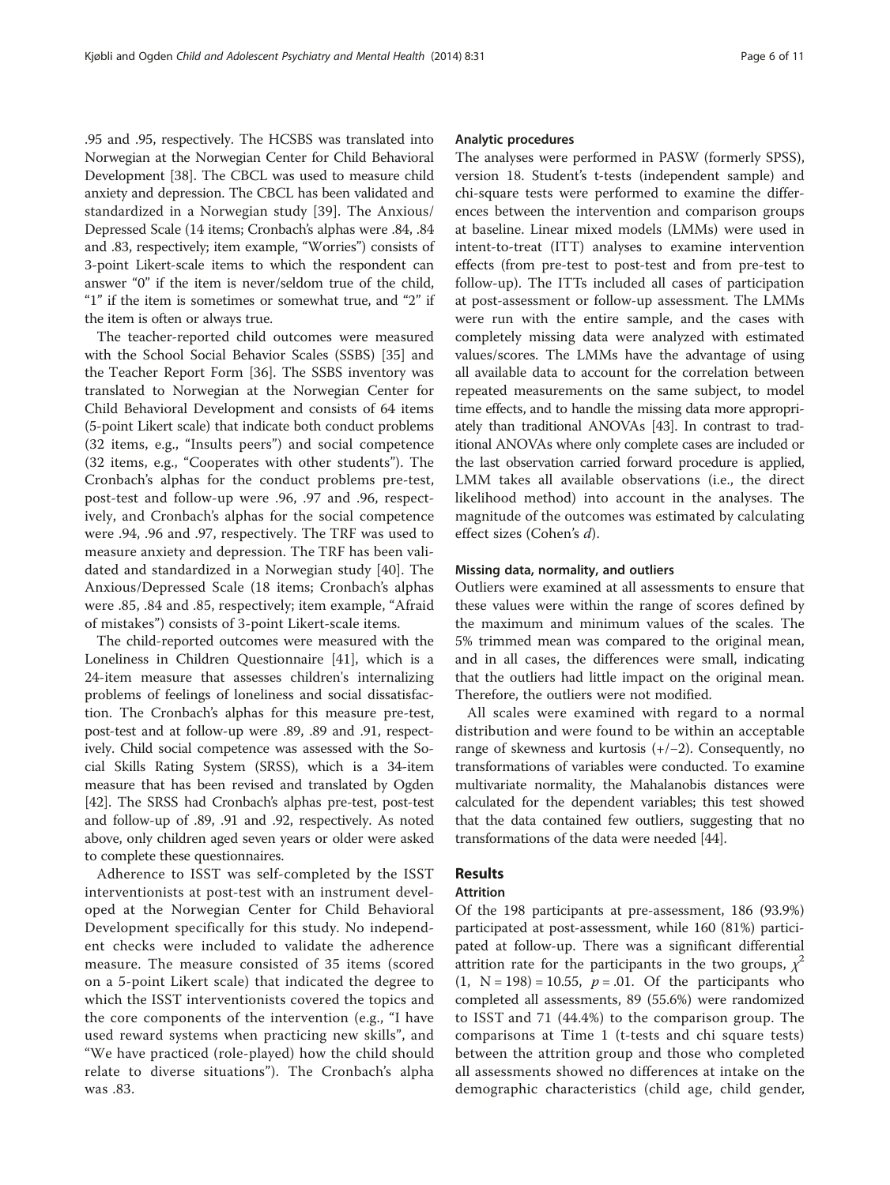.95 and .95, respectively. The HCSBS was translated into Norwegian at the Norwegian Center for Child Behavioral Development [38]. The CBCL was used to measure child anxiety and depression. The CBCL has been validated and standardized in a Norwegian study [39]. The Anxious/Depressed Scale (14 items; Cronbach's alphas were .84, .84 and .83, respectively; item example, "Worries") consists of 3-point Likert-scale items to which the respondent can answer "0" if the item is never/seldom true of the child, "1" if the item is sometimes or somewhat true, and "2" if the item is often or always true.

The teacher-reported child outcomes were measured with the School Social Behavior Scales (SSBS) [35] and the Teacher Report Form [36]. The SSBS inventory was translated to Norwegian at the Norwegian Center for Child Behavioral Development and consists of 64 items (5-point Likert scale) that indicate both conduct problems (32 items, e.g., "Insults peers") and social competence (32 items, e.g., "Cooperates with other students"). The Cronbach's alphas for the conduct problems pre-test, post-test and follow-up were .96, .97 and .96, respectively, and Cronbach's alphas for the social competence were .94, .96 and .97, respectively. The TRF was used to measure anxiety and depression. The TRF has been validated and standardized in a Norwegian study [40]. The Anxious/Depressed Scale (18 items; Cronbach's alphas were .85, .84 and .85, respectively; item example, "Afraid of mistakes") consists of 3-point Likert-scale items.

The child-reported outcomes were measured with the Loneliness in Children Questionnaire [41], which is a 24-item measure that assesses children's internalizing problems of feelings of loneliness and social dissatisfaction. The Cronbach's alphas for this measure pre-test, post-test and at follow-up were .89, .89 and .91, respectively. Child social competence was assessed with the Social Skills Rating System (SRSS), which is a 34-item measure that has been revised and translated by Ogden [42]. The SRSS had Cronbach's alphas pre-test, post-test and follow-up of .89, .91 and .92, respectively. As noted above, only children aged seven years or older were asked to complete these questionnaires.

Adherence to ISST was self-completed by the ISST interventionists at post-test with an instrument developed at the Norwegian Center for Child Behavioral Development specifically for this study. No independent checks were included to validate the adherence measure. The measure consisted of 35 items (scored on a 5-point Likert scale) that indicated the degree to which the ISST interventionists covered the topics and the core components of the intervention (e.g., "I have used reward systems when practicing new skills", and "We have practiced (role-played) how the child should relate to diverse situations"). The Cronbach's alpha was .83.

### Analytic procedures

The analyses were performed in PASW (formerly SPSS), version 18. Student's t-tests (independent sample) and chi-square tests were performed to examine the differences between the intervention and comparison groups at baseline. Linear mixed models (LMMs) were used in intent-to-treat (ITT) analyses to examine intervention effects (from pre-test to post-test and from pre-test to follow-up). The ITTs included all cases of participation at post-assessment or follow-up assessment. The LMMs were run with the entire sample, and the cases with completely missing data were analyzed with estimated values/scores. The LMMs have the advantage of using all available data to account for the correlation between repeated measurements on the same subject, to model time effects, and to handle the missing data more appropriately than traditional ANOVAs [43]. In contrast to traditional ANOVAs where only complete cases are included or the last observation carried forward procedure is applied, LMM takes all available observations (i.e., the direct likelihood method) into account in the analyses. The magnitude of the outcomes was estimated by calculating effect sizes (Cohen's *d*).

### Missing data, normality, and outliers

Outliers were examined at all assessments to ensure that these values were within the range of scores defined by the maximum and minimum values of the scales. The 5% trimmed mean was compared to the original mean, and in all cases, the differences were small, indicating that the outliers had little impact on the original mean. Therefore, the outliers were not modified.

All scales were examined with regard to a normal distribution and were found to be within an acceptable range of skewness and kurtosis (+/−2). Consequently, no transformations of variables were conducted. To examine multivariate normality, the Mahalanobis distances were calculated for the dependent variables; this test showed that the data contained few outliers, suggesting that no transformations of the data were needed [44].

## Results

### Attrition

Of the 198 participants at pre-assessment, 186 (93.9%) participated at post-assessment, while 160 (81%) participated at follow-up. There was a significant differential attrition rate for the participants in the two groups, $\chi^2$ (1, N = 198) = 10.55, $p = .01$. Of the participants who completed all assessments, 89 (55.6%) were randomized to ISST and 71 (44.4%) to the comparison group. The comparisons at Time 1 (t-tests and chi square tests) between the attrition group and those who completed all assessments showed no differences at intake on the demographic characteristics (child age, child gender,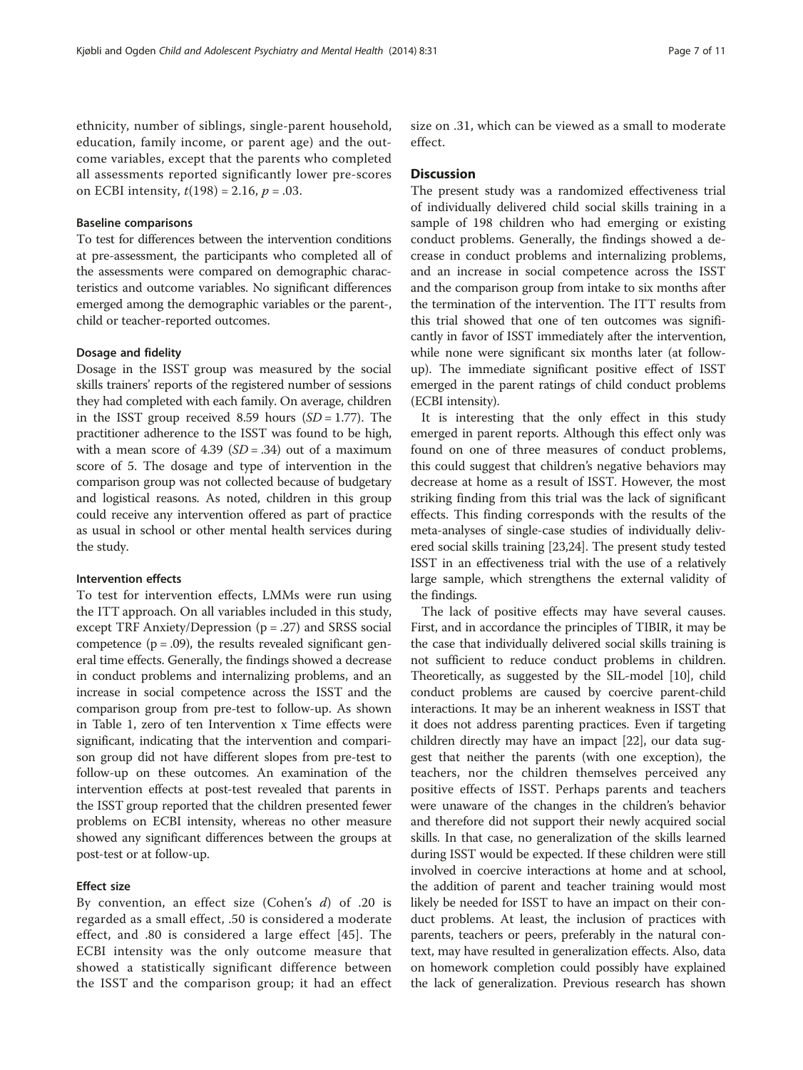ethnicity, number of siblings, single-parent household, education, family income, or parent age) and the outcome variables, except that the parents who completed all assessments reported significantly lower pre-scores on ECBI intensity, $t(198) = 2.16$, $p = .03$.

#### Baseline comparisons

To test for differences between the intervention conditions at pre-assessment, the participants who completed all of the assessments were compared on demographic characteristics and outcome variables. No significant differences emerged among the demographic variables or the parent-, child or teacher-reported outcomes.

#### Dosage and fidelity

Dosage in the ISST group was measured by the social skills trainers' reports of the registered number of sessions they had completed with each family. On average, children in the ISST group received 8.59 hours ($SD = 1.77$). The practitioner adherence to the ISST was found to be high, with a mean score of 4.39 ($SD = .34$) out of a maximum score of 5. The dosage and type of intervention in the comparison group was not collected because of budgetary and logistical reasons. As noted, children in this group could receive any intervention offered as part of practice as usual in school or other mental health services during the study.

#### Intervention effects

To test for intervention effects, LMMs were run using the ITT approach. On all variables included in this study, except TRF Anxiety/Depression ($p = .27$) and SRSS social competence ($p = .09$), the results revealed significant general time effects. Generally, the findings showed a decrease in conduct problems and internalizing problems, and an increase in social competence across the ISST and the comparison group from pre-test to follow-up. As shown in Table 1, zero of ten Intervention x Time effects were significant, indicating that the intervention and comparison group did not have different slopes from pre-test to follow-up on these outcomes. An examination of the intervention effects at post-test revealed that parents in the ISST group reported that the children presented fewer problems on ECBI intensity, whereas no other measure showed any significant differences between the groups at post-test or at follow-up.

#### Effect size

By convention, an effect size (Cohen's *d*) of .20 is regarded as a small effect, .50 is considered a moderate effect, and .80 is considered a large effect [45]. The ECBI intensity was the only outcome measure that showed a statistically significant difference between the ISST and the comparison group; it had an effect size on .31, which can be viewed as a small to moderate effect.

## Discussion

The present study was a randomized effectiveness trial of individually delivered child social skills training in a sample of 198 children who had emerging or existing conduct problems. Generally, the findings showed a decrease in conduct problems and internalizing problems, and an increase in social competence across the ISST and the comparison group from intake to six months after the termination of the intervention. The ITT results from this trial showed that one of ten outcomes was significantly in favor of ISST immediately after the intervention, while none were significant six months later (at follow-up). The immediate significant positive effect of ISST emerged in the parent ratings of child conduct problems (ECBI intensity).

It is interesting that the only effect in this study emerged in parent reports. Although this effect only was found on one of three measures of conduct problems, this could suggest that children's negative behaviors may decrease at home as a result of ISST. However, the most striking finding from this trial was the lack of significant effects. This finding corresponds with the results of the meta-analyses of single-case studies of individually delivered social skills training [23,24]. The present study tested ISST in an effectiveness trial with the use of a relatively large sample, which strengthens the external validity of the findings.

The lack of positive effects may have several causes. First, and in accordance the principles of TIBIR, it may be the case that individually delivered social skills training is not sufficient to reduce conduct problems in children. Theoretically, as suggested by the SIL-model [10], child conduct problems are caused by coercive parent-child interactions. It may be an inherent weakness in ISST that it does not address parenting practices. Even if targeting children directly may have an impact [22], our data suggest that neither the parents (with one exception), the teachers, nor the children themselves perceived any positive effects of ISST. Perhaps parents and teachers were unaware of the changes in the children's behavior and therefore did not support their newly acquired social skills. In that case, no generalization of the skills learned during ISST would be expected. If these children were still involved in coercive interactions at home and at school, the addition of parent and teacher training would most likely be needed for ISST to have an impact on their conduct problems. At least, the inclusion of practices with parents, teachers or peers, preferably in the natural context, may have resulted in generalization effects. Also, data on homework completion could possibly have explained the lack of generalization. Previous research has shown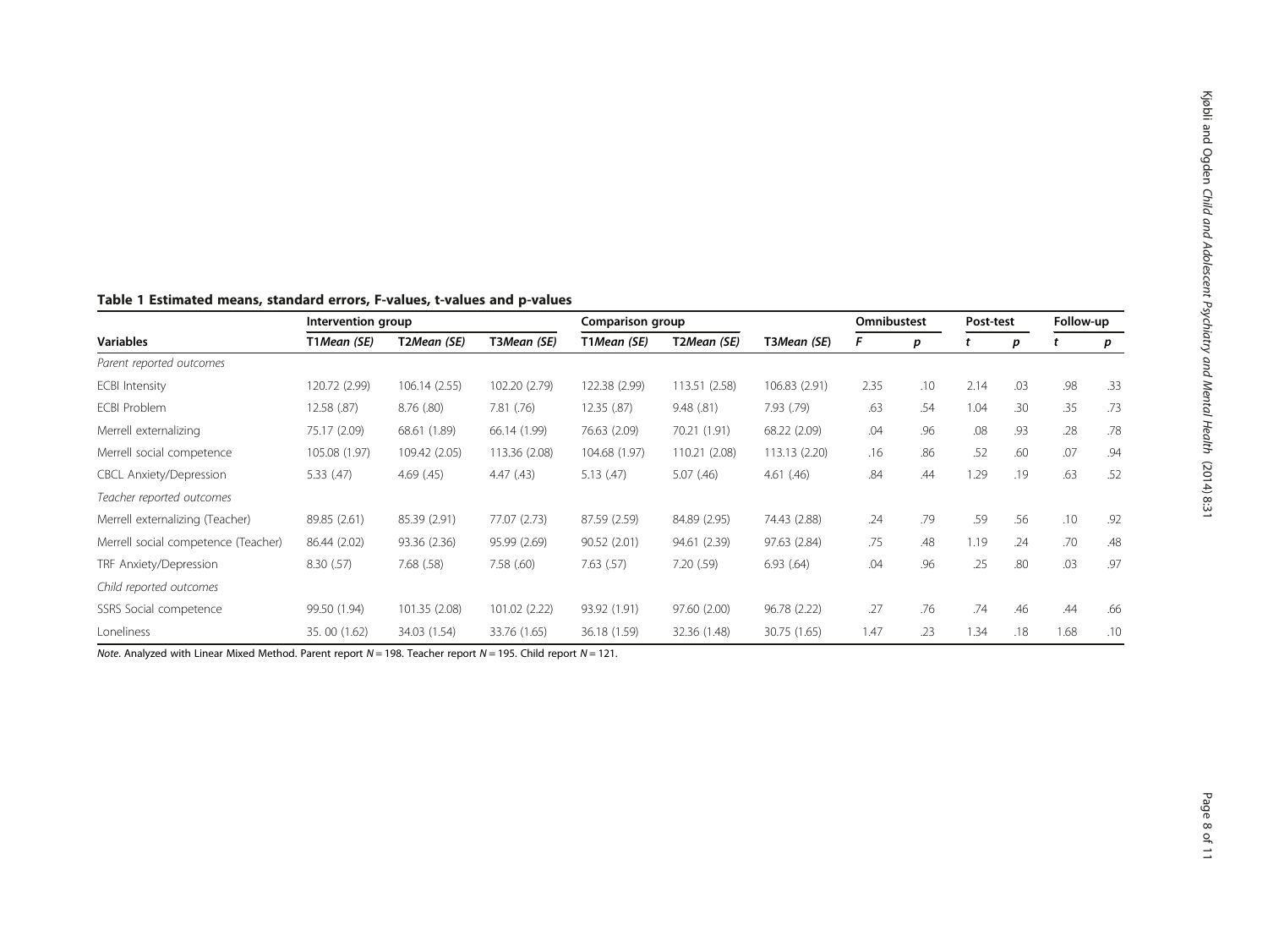**Table 1 Estimated means, standard errors, F-values, t-values and p-values**

| Variables | Intervention group | | | Comparison group | | | Omnibustest | | Post-test | | Follow-up | |
|---|---|---|---|---|---|---|---|---|---|---|---|---|
| | T1*Mean (SE)* | T2*Mean (SE)* | T3*Mean (SE)* | T1*Mean (SE)* | T2*Mean (SE)* | T3*Mean (SE)* | *F* | *p* | *t* | *p* | *t* | *p* |
| *Parent reported outcomes* | | | | | | | | | | | | |
| ECBI Intensity | 120.72 (2.99) | 106.14 (2.55) | 102.20 (2.79) | 122.38 (2.99) | 113.51 (2.58) | 106.83 (2.91) | 2.35 | .10 | 2.14 | .03 | .98 | .33 |
| ECBI Problem | 12.58 (.87) | 8.76 (.80) | 7.81 (.76) | 12.35 (.87) | 9.48 (.81) | 7.93 (.79) | .63 | .54 | 1.04 | .30 | .35 | .73 |
| Merrell externalizing | 75.17 (2.09) | 68.61 (1.89) | 66.14 (1.99) | 76.63 (2.09) | 70.21 (1.91) | 68.22 (2.09) | .04 | .96 | .08 | .93 | .28 | .78 |
| Merrell social competence | 105.08 (1.97) | 109.42 (2.05) | 113.36 (2.08) | 104.68 (1.97) | 110.21 (2.08) | 113.13 (2.20) | .16 | .86 | .52 | .60 | .07 | .94 |
| CBCL Anxiety/Depression | 5.33 (.47) | 4.69 (.45) | 4.47 (.43) | 5.13 (.47) | 5.07 (.46) | 4.61 (.46) | .84 | .44 | 1.29 | .19 | .63 | .52 |
| *Teacher reported outcomes* | | | | | | | | | | | | |
| Merrell externalizing (Teacher) | 89.85 (2.61) | 85.39 (2.91) | 77.07 (2.73) | 87.59 (2.59) | 84.89 (2.95) | 74.43 (2.88) | .24 | .79 | .59 | .56 | .10 | .92 |
| Merrell social competence (Teacher) | 86.44 (2.02) | 93.36 (2.36) | 95.99 (2.69) | 90.52 (2.01) | 94.61 (2.39) | 97.63 (2.84) | .75 | .48 | 1.19 | .24 | .70 | .48 |
| TRF Anxiety/Depression | 8.30 (.57) | 7.68 (.58) | 7.58 (.60) | 7.63 (.57) | 7.20 (.59) | 6.93 (.64) | .04 | .96 | .25 | .80 | .03 | .97 |
| *Child reported outcomes* | | | | | | | | | | | | |
| SSRS Social competence | 99.50 (1.94) | 101.35 (2.08) | 101.02 (2.22) | 93.92 (1.91) | 97.60 (2.00) | 96.78 (2.22) | .27 | .76 | .74 | .46 | .44 | .66 |
| Loneliness | 35. 00 (1.62) | 34.03 (1.54) | 33.76 (1.65) | 36.18 (1.59) | 32.36 (1.48) | 30.75 (1.65) | 1.47 | .23 | 1.34 | .18 | 1.68 | .10 |

*Note*. Analyzed with Linear Mixed Method. Parent report $N = 198$. Teacher report $N = 195$. Child report $N = 121$.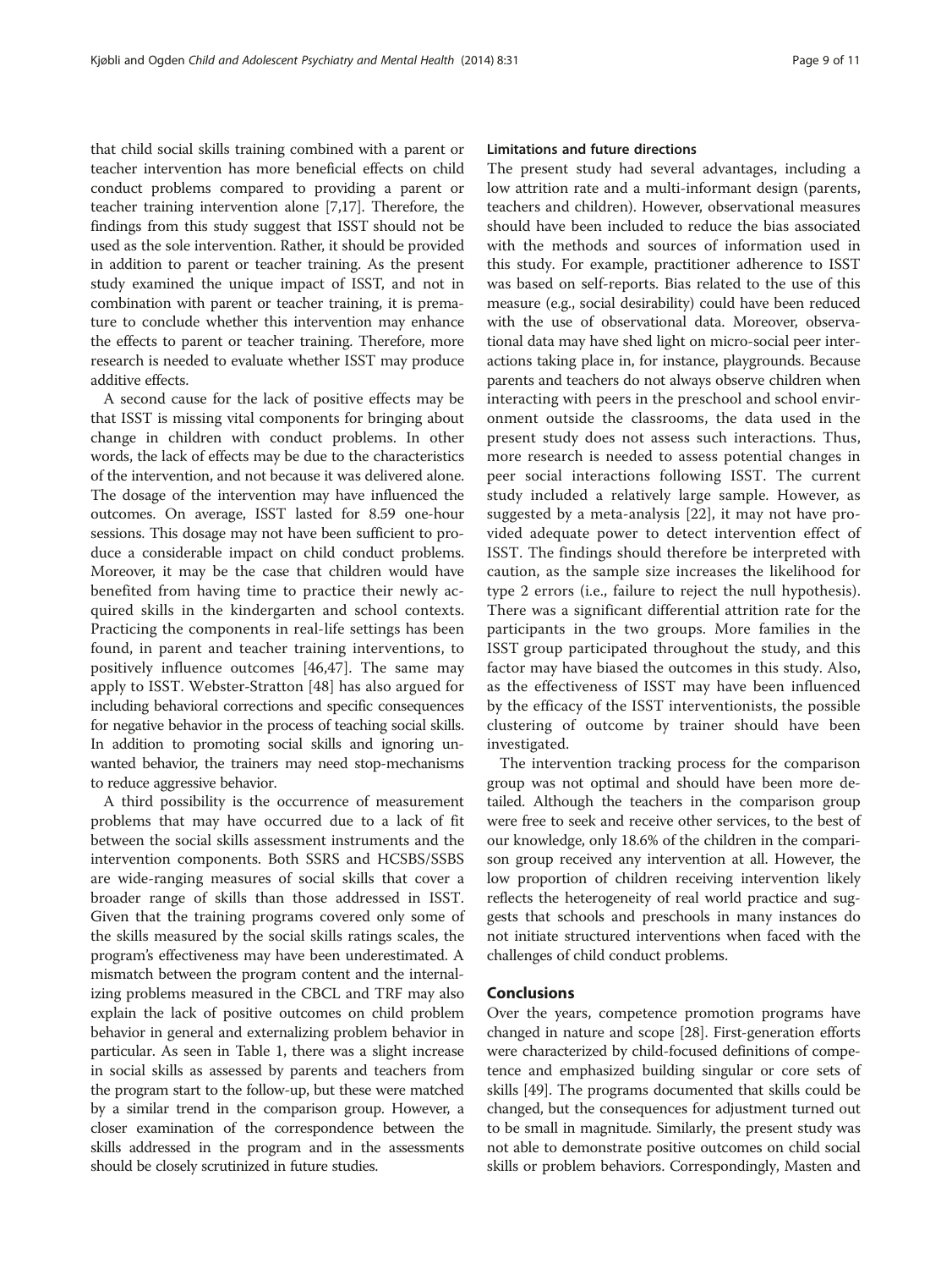that child social skills training combined with a parent or teacher intervention has more beneficial effects on child conduct problems compared to providing a parent or teacher training intervention alone [7,17]. Therefore, the findings from this study suggest that ISST should not be used as the sole intervention. Rather, it should be provided in addition to parent or teacher training. As the present study examined the unique impact of ISST, and not in combination with parent or teacher training, it is premature to conclude whether this intervention may enhance the effects to parent or teacher training. Therefore, more research is needed to evaluate whether ISST may produce additive effects.

A second cause for the lack of positive effects may be that ISST is missing vital components for bringing about change in children with conduct problems. In other words, the lack of effects may be due to the characteristics of the intervention, and not because it was delivered alone. The dosage of the intervention may have influenced the outcomes. On average, ISST lasted for 8.59 one-hour sessions. This dosage may not have been sufficient to produce a considerable impact on child conduct problems. Moreover, it may be the case that children would have benefited from having time to practice their newly acquired skills in the kindergarten and school contexts. Practicing the components in real-life settings has been found, in parent and teacher training interventions, to positively influence outcomes [46,47]. The same may apply to ISST. Webster-Stratton [48] has also argued for including behavioral corrections and specific consequences for negative behavior in the process of teaching social skills. In addition to promoting social skills and ignoring unwanted behavior, the trainers may need stop-mechanisms to reduce aggressive behavior.

A third possibility is the occurrence of measurement problems that may have occurred due to a lack of fit between the social skills assessment instruments and the intervention components. Both SSRS and HCSBS/SSBS are wide-ranging measures of social skills that cover a broader range of skills than those addressed in ISST. Given that the training programs covered only some of the skills measured by the social skills ratings scales, the program's effectiveness may have been underestimated. A mismatch between the program content and the internalizing problems measured in the CBCL and TRF may also explain the lack of positive outcomes on child problem behavior in general and externalizing problem behavior in particular. As seen in Table 1, there was a slight increase in social skills as assessed by parents and teachers from the program start to the follow-up, but these were matched by a similar trend in the comparison group. However, a closer examination of the correspondence between the skills addressed in the program and in the assessments should be closely scrutinized in future studies.

#### Limitations and future directions

The present study had several advantages, including a low attrition rate and a multi-informant design (parents, teachers and children). However, observational measures should have been included to reduce the bias associated with the methods and sources of information used in this study. For example, practitioner adherence to ISST was based on self-reports. Bias related to the use of this measure (e.g., social desirability) could have been reduced with the use of observational data. Moreover, observational data may have shed light on micro-social peer interactions taking place in, for instance, playgrounds. Because parents and teachers do not always observe children when interacting with peers in the preschool and school environment outside the classrooms, the data used in the present study does not assess such interactions. Thus, more research is needed to assess potential changes in peer social interactions following ISST. The current study included a relatively large sample. However, as suggested by a meta-analysis [22], it may not have provided adequate power to detect intervention effect of ISST. The findings should therefore be interpreted with caution, as the sample size increases the likelihood for type 2 errors (i.e., failure to reject the null hypothesis). There was a significant differential attrition rate for the participants in the two groups. More families in the ISST group participated throughout the study, and this factor may have biased the outcomes in this study. Also, as the effectiveness of ISST may have been influenced by the efficacy of the ISST interventionists, the possible clustering of outcome by trainer should have been investigated.

The intervention tracking process for the comparison group was not optimal and should have been more detailed. Although the teachers in the comparison group were free to seek and receive other services, to the best of our knowledge, only 18.6% of the children in the comparison group received any intervention at all. However, the low proportion of children receiving intervention likely reflects the heterogeneity of real world practice and suggests that schools and preschools in many instances do not initiate structured interventions when faced with the challenges of child conduct problems.

## Conclusions

Over the years, competence promotion programs have changed in nature and scope [28]. First-generation efforts were characterized by child-focused definitions of competence and emphasized building singular or core sets of skills [49]. The programs documented that skills could be changed, but the consequences for adjustment turned out to be small in magnitude. Similarly, the present study was not able to demonstrate positive outcomes on child social skills or problem behaviors. Correspondingly, Masten and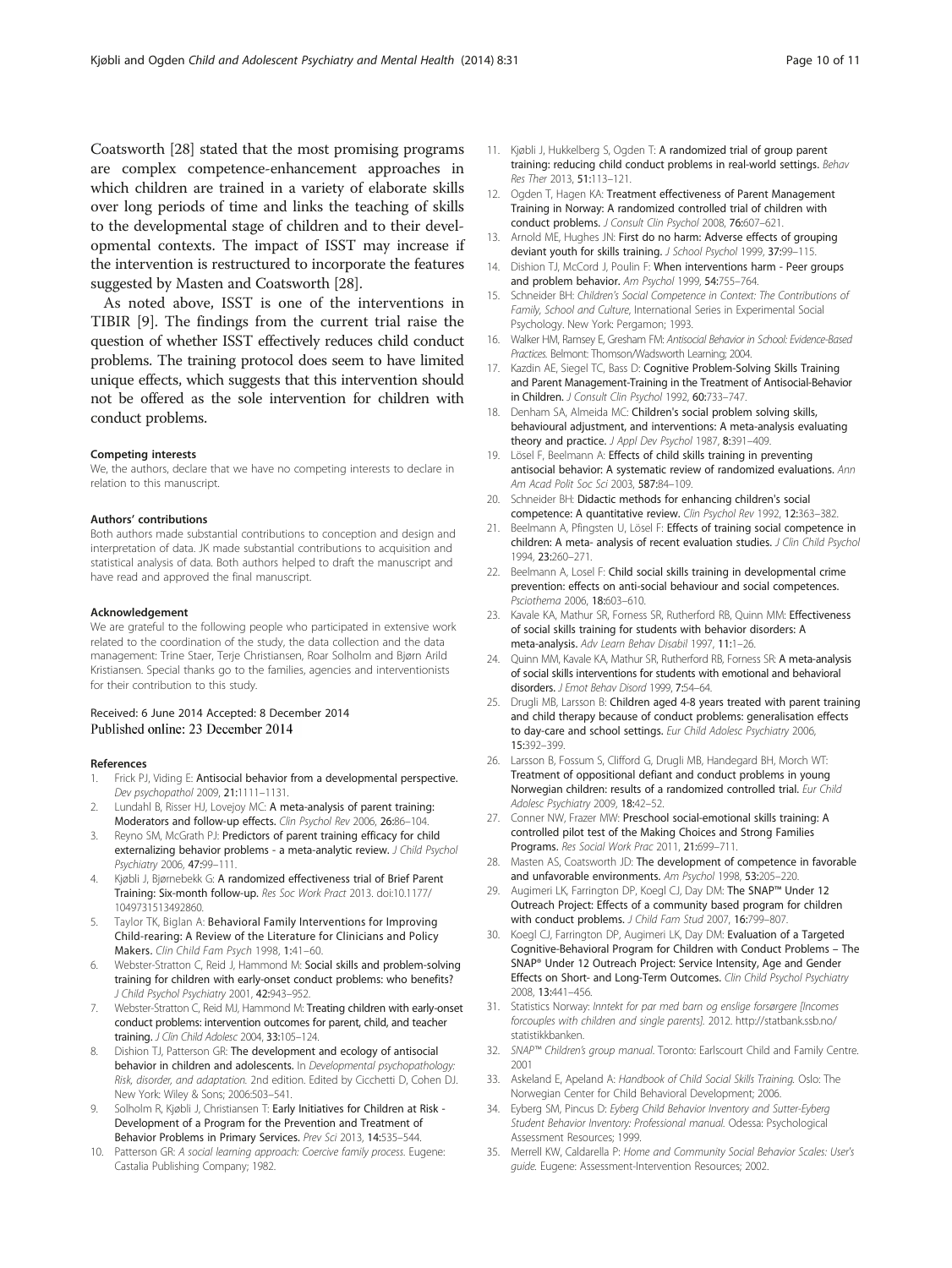Coatsworth [28] stated that the most promising programs are complex competence-enhancement approaches in which children are trained in a variety of elaborate skills over long periods of time and links the teaching of skills to the developmental stage of children and to their developmental contexts. The impact of ISST may increase if the intervention is restructured to incorporate the features suggested by Masten and Coatsworth [28].

As noted above, ISST is one of the interventions in TIBIR [9]. The findings from the current trial raise the question of whether ISST effectively reduces child conduct problems. The training protocol does seem to have limited unique effects, which suggests that this intervention should not be offered as the sole intervention for children with conduct problems.

#### Competing interests

We, the authors, declare that we have no competing interests to declare in relation to this manuscript.

#### Authors' contributions

Both authors made substantial contributions to conception and design and interpretation of data. JK made substantial contributions to acquisition and statistical analysis of data. Both authors helped to draft the manuscript and have read and approved the final manuscript.

#### Acknowledgement

We are grateful to the following people who participated in extensive work related to the coordination of the study, the data collection and the data management: Trine Staer, Terje Christiansen, Roar Solholm and Bjørn Arild Kristiansen. Special thanks go to the families, agencies and interventionists for their contribution to this study.

Received: 6 June 2014 Accepted: 8 December 2014
Published online: 23 December 2014

#### References

1. Frick PJ, Viding E: **Antisocial behavior from a developmental perspective.** *Dev psychopathol* 2009, **21:**1111–1131.
2. Lundahl B, Risser HJ, Lovejoy MC: **A meta-analysis of parent training: Moderators and follow-up effects.** *Clin Psychol Rev* 2006, **26:**86–104.
3. Reyno SM, McGrath PJ: **Predictors of parent training efficacy for child externalizing behavior problems - a meta-analytic review.** *J Child Psychol Psychiatry* 2006, **47:**99–111.
4. Kjøbli J, Bjørnebekk G: **A randomized effectiveness trial of Brief Parent Training: Six-month follow-up.** *Res Soc Work Pract* 2013. doi:10.1177/1049731513492860.
5. Taylor TK, Biglan A: **Behavioral Family Interventions for Improving Child-rearing: A Review of the Literature for Clinicians and Policy Makers.** *Clin Child Fam Psych* 1998, **1:**41–60.
6. Webster-Stratton C, Reid J, Hammond M: **Social skills and problem-solving training for children with early-onset conduct problems: who benefits?** *J Child Psychol Psychiatry* 2001, **42:**943–952.
7. Webster-Stratton C, Reid MJ, Hammond M: **Treating children with early-onset conduct problems: intervention outcomes for parent, child, and teacher training.** *J Clin Child Adolesc* 2004, **33:**105–124.
8. Dishion TJ, Patterson GR: **The development and ecology of antisocial behavior in children and adolescents.** In *Developmental psychopathology: Risk, disorder, and adaptation.* 2nd edition. Edited by Cicchetti D, Cohen DJ. New York: Wiley & Sons; 2006:503–541.
9. Solholm R, Kjøbli J, Christiansen T: **Early Initiatives for Children at Risk - Development of a Program for the Prevention and Treatment of Behavior Problems in Primary Services.** *Prev Sci* 2013, **14:**535–544.
10. Patterson GR: *A social learning approach: Coercive family process.* Eugene: Castalia Publishing Company; 1982.
11. Kjøbli J, Hukkelberg S, Ogden T: **A randomized trial of group parent training: reducing child conduct problems in real-world settings.** *Behav Res Ther* 2013, **51:**113–121.
12. Ogden T, Hagen KA: **Treatment effectiveness of Parent Management Training in Norway: A randomized controlled trial of children with conduct problems.** *J Consult Clin Psychol* 2008, **76:**607–621.
13. Arnold ME, Hughes JN: **First do no harm: Adverse effects of grouping deviant youth for skills training.** *J School Psychol* 1999, **37:**99–115.
14. Dishion TJ, McCord J, Poulin F: **When interventions harm - Peer groups and problem behavior.** *Am Psychol* 1999, **54:**755–764.
15. Schneider BH: *Children's Social Competence in Context: The Contributions of Family, School and Culture*, International Series in Experimental Social Psychology. New York: Pergamon; 1993.
16. Walker HM, Ramsey E, Gresham FM: *Antisocial Behavior in School: Evidence-Based Practices.* Belmont: Thomson/Wadsworth Learning; 2004.
17. Kazdin AE, Siegel TC, Bass D: **Cognitive Problem-Solving Skills Training and Parent Management-Training in the Treatment of Antisocial-Behavior in Children.** *J Consult Clin Psychol* 1992, **60:**733–747.
18. Denham SA, Almeida MC: **Children's social problem solving skills, behavioural adjustment, and interventions: A meta-analysis evaluating theory and practice.** *J Appl Dev Psychol* 1987, **8:**391–409.
19. Lösel F, Beelmann A: **Effects of child skills training in preventing antisocial behavior: A systematic review of randomized evaluations.** *Ann Am Acad Polit Soc Sci* 2003, **587:**84–109.
20. Schneider BH: **Didactic methods for enhancing children's social competence: A quantitative review.** *Clin Psychol Rev* 1992, **12:**363–382.
21. Beelmann A, Pfingsten U, Lösel F: **Effects of training social competence in children: A meta- analysis of recent evaluation studies.** *J Clin Child Psychol* 1994, **23:**260–271.
22. Beelmann A, Losel F: **Child social skills training in developmental crime prevention: effects on anti-social behaviour and social competences.** *Psciothema* 2006, **18:**603–610.
23. Kavale KA, Mathur SR, Forness SR, Rutherford RB, Quinn MM: **Effectiveness of social skills training for students with behavior disorders: A meta-analysis.** *Adv Learn Behav Disabil* 1997, **11:**1–26.
24. Quinn MM, Kavale KA, Mathur SR, Rutherford RB, Forness SR: **A meta-analysis of social skills interventions for students with emotional and behavioral disorders.** *J Emot Behav Disord* 1999, **7:**54–64.
25. Drugli MB, Larsson B: **Children aged 4-8 years treated with parent training and child therapy because of conduct problems: generalisation effects to day-care and school settings.** *Eur Child Adolesc Psychiatry* 2006, **15:**392–399.
26. Larsson B, Fossum S, Clifford G, Drugli MB, Handegard BH, Morch WT: **Treatment of oppositional defiant and conduct problems in young Norwegian children: results of a randomized controlled trial.** *Eur Child Adolesc Psychiatry* 2009, **18:**42–52.
27. Conner NW, Frazer MW: **Preschool social-emotional skills training: A controlled pilot test of the Making Choices and Strong Families Programs.** *Res Social Work Prac* 2011, **21:**699–711.
28. Masten AS, Coatsworth JD: **The development of competence in favorable and unfavorable environments.** *Am Psychol* 1998, **53:**205–220.
29. Augimeri LK, Farrington DP, Koegl CJ, Day DM: **The SNAP™ Under 12 Outreach Project: Effects of a community based program for children with conduct problems.** *J Child Fam Stud* 2007, **16:**799–807.
30. Koegl CJ, Farrington DP, Augimeri LK, Day DM: **Evaluation of a Targeted Cognitive-Behavioral Program for Children with Conduct Problems – The SNAP® Under 12 Outreach Project: Service Intensity, Age and Gender Effects on Short- and Long-Term Outcomes.** *Clin Child Psychol Psychiatry* 2008, **13:**441–456.
31. Statistics Norway: *Inntekt for par med barn og enslige forsørgere [Incomes forcouples with children and single parents].* 2012. http://statbank.ssb.no/statistikkbanken.
32. *SNAP™ Children's group manual.* Toronto: Earlscourt Child and Family Centre. 2001
33. Askeland E, Apeland A: *Handbook of Child Social Skills Training.* Oslo: The Norwegian Center for Child Behavioral Development; 2006.
34. Eyberg SM, Pincus D: *Eyberg Child Behavior Inventory and Sutter-Eyberg Student Behavior Inventory: Professional manual.* Odessa: Psychological Assessment Resources; 1999.
35. Merrell KW, Caldarella P: *Home and Community Social Behavior Scales: User's guide.* Eugene: Assessment-Intervention Resources; 2002.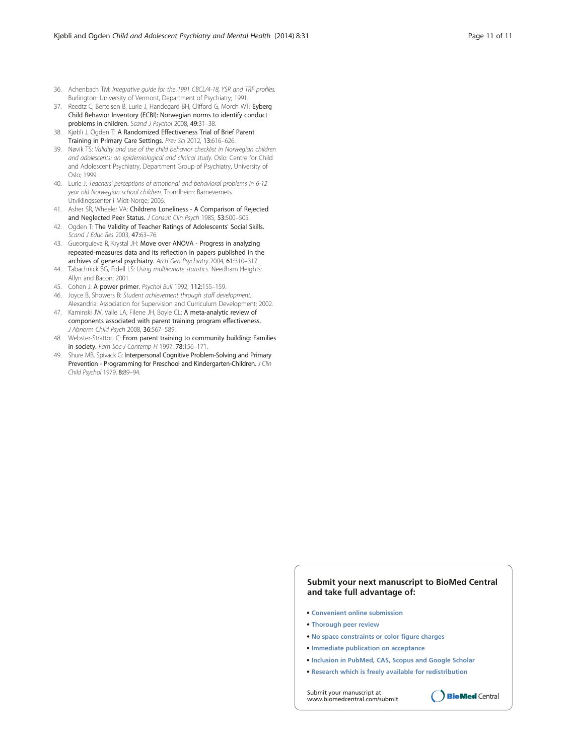36. Achenbach TM: *Integrative guide for the 1991 CBCL/4-18, YSR and TRF profiles.* Burlington: University of Vermont, Department of Psychiatry; 1991.
37. Reedtz C, Bertelsen B, Lurie J, Handegard BH, Clifford G, Morch WT: Eyberg Child Behavior Inventory (ECBI): Norwegian norms to identify conduct problems in children. *Scand J Psychol* 2008, **49**:31–38.
38. Kjøbli J, Ogden T: A Randomized Effectiveness Trial of Brief Parent Training in Primary Care Settings. *Prev Sci* 2012, **13**:616–626.
39. Nøvik TS: *Validity and use of the child behavior checklist in Norwegian children and adolescents: an epidemiological and clinical study.* Oslo: Centre for Child and Adolescent Psychiatry, Department Group of Psychiatry, University of Oslo; 1999.
40. Lurie J: *Teachers' perceptions of emotional and behavioral problems in 6-12 year old Norwegian school children.* Trondheim: Barnevernets Utviklingssenter i Midt-Norge; 2006.
41. Asher SR, Wheeler VA: Childrens Loneliness - A Comparison of Rejected and Neglected Peer Status. *J Consult Clin Psych* 1985, **53**:500–505.
42. Ogden T: The Validity of Teacher Ratings of Adolescents' Social Skills. *Scand J Educ Res* 2003, **47**:63–76.
43. Gueorguieva R, Krystal JH: Move over ANOVA - Progress in analyzing repeated-measures data and its reflection in papers published in the archives of general psychiatry. *Arch Gen Psychiatry* 2004, **61**:310–317.
44. Tabachnick BG, Fidell LS: *Using multivariate statistics.* Needham Heights: Allyn and Bacon; 2001.
45. Cohen J: A power primer. *Psychol Bull* 1992, **112**:155–159.
46. Joyce B, Showers B: *Student achievement through staff development.* Alexandria: Association for Supervision and Curriculum Development; 2002.
47. Kaminski JW, Valle LA, Filene JH, Boyle CL: A meta-analytic review of components associated with parent training program effectiveness. *J Abnorm Child Psych* 2008, **36**:567–589.
48. Webster-Stratton C: From parent training to community building: Families in society. *Fam Soc-J Contemp H* 1997, **78**:156–171.
49. Shure MB, Spivack G: Interpersonal Cognitive Problem-Solving and Primary Prevention - Programming for Preschool and Kindergarten-Children. *J Clin Child Psychol* 1979, **8**:89–94.

**Submit your next manuscript to BioMed Central and take full advantage of:**

- **Convenient online submission**
- **Thorough peer review**
- **No space constraints or color figure charges**
- **Immediate publication on acceptance**
- **Inclusion in PubMed, CAS, Scopus and Google Scholar**
- **Research which is freely available for redistribution**

Submit your manuscript at
www.biomedcentral.com/submit

BioMed Central